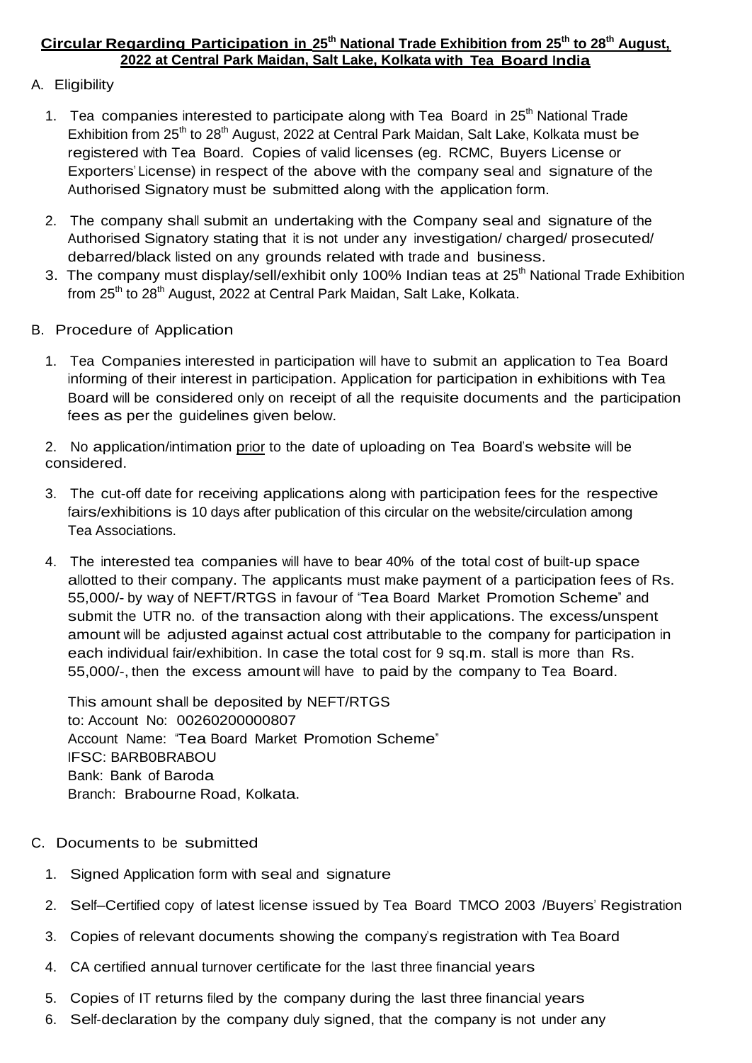# **Circular Regarding Participation in 25th National Trade Exhibition from 25th to 28th August, 2022 at Central Park Maidan, Salt Lake, Kolkata with Tea Board India**

A. Eligibility

1. Tea companies interested to participate along with Tea Board in 25th National Trade Exhibition from 25th to 28th August, 2022 at Central Park Maidan, Salt Lake, Kolkata must be registered with Tea Board. Copies of valid licenses (eg. RCMC, Buyers License or Exporters' License) in respect of the above with the company seal and signature of the Authorised Signatory must be submitted along with the application form.

2. The company shall submit an undertaking with the Company seal and signature of the Authorised Signatory stating that it is not under any investigation/ charged/ prosecuted/ debarred/black listed on any grounds related with trade and business.

3. The company must display/sell/exhibit only 100% Indian teas at 25th National Trade Exhibition from 25th to 28th August, 2022 at Central Park Maidan, Salt Lake, Kolkata.

B. Procedure of Application

1. Tea Companies interested in participation will have to submit an application to Tea Board informing of their interest in participation. Application for participation in exhibitions with Tea Board will be considered only on receipt of all the requisite documents and the participation fees as per the guidelines given below.

2. No application/intimation prior to the date of uploading on Tea Board's website will be considered.

3. The cut-off date for receiving applications along with participation fees for the respective fairs/exhibitions is 10 days after publication of this circular on the website/circulation among Tea Associations.

4. The interested tea companies will have to bear 40% of the total cost of built-up space allotted to their company. The applicants must make payment of a participation fees of Rs. 55,000/- by way of NEFT/RTGS in favour of "Tea Board Market Promotion Scheme" and submit the UTR no. of the transaction along with their applications. The excess/unspent amount will be adjusted against actual cost attributable to the company for participation in each individual fair/exhibition. In case the total cost for 9 sq.m. stall is more than Rs. 55,000/-, then the excess amount will have to paid by the company to Tea Board.

   This amount shall be deposited by NEFT/RTGS
   to: Account No: 00260200000807
   Account Name: "Tea Board Market Promotion Scheme"
   IFSC: BARB0BRABOU
   Bank: Bank of Baroda
   Branch: Brabourne Road, Kolkata.

C. Documents to be submitted

1. Signed Application form with seal and signature
2. Self–Certified copy of latest license issued by Tea Board TMCO 2003 /Buyers' Registration
3. Copies of relevant documents showing the company's registration with Tea Board
4. CA certified annual turnover certificate for the last three financial years
5. Copies of IT returns filed by the company during the last three financial years
6. Self-declaration by the company duly signed, that the company is not under any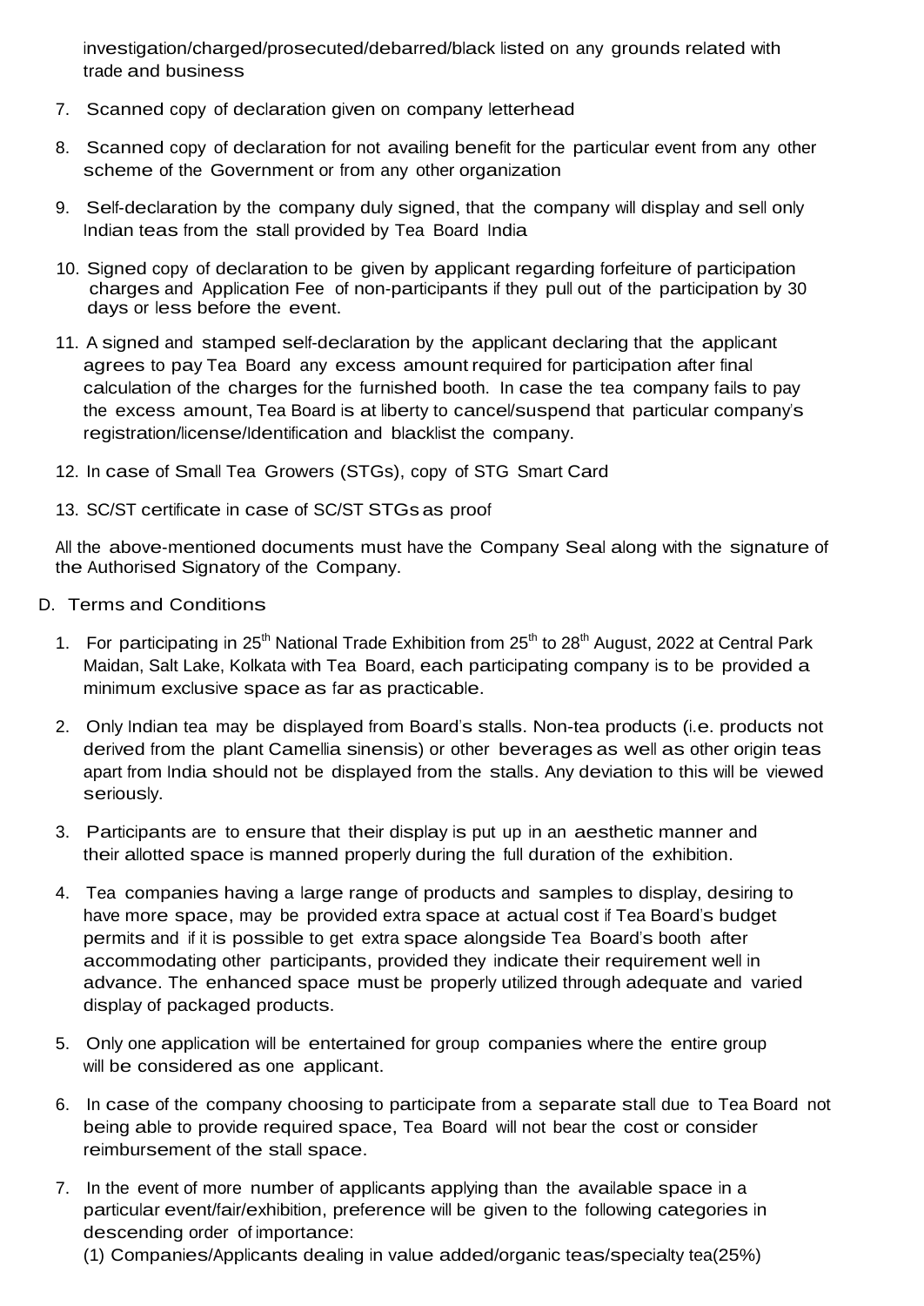investigation/charged/prosecuted/debarred/black listed on any grounds related with trade and business

7. Scanned copy of declaration given on company letterhead
8. Scanned copy of declaration for not availing benefit for the particular event from any other scheme of the Government or from any other organization
9. Self-declaration by the company duly signed, that the company will display and sell only Indian teas from the stall provided by Tea Board India
10. Signed copy of declaration to be given by applicant regarding forfeiture of participation charges and Application Fee of non-participants if they pull out of the participation by 30 days or less before the event.
11. A signed and stamped self-declaration by the applicant declaring that the applicant agrees to pay Tea Board any excess amount required for participation after final calculation of the charges for the furnished booth. In case the tea company fails to pay the excess amount, Tea Board is at liberty to cancel/suspend that particular company's registration/license/Identification and blacklist the company.
12. In case of Small Tea Growers (STGs), copy of STG Smart Card
13. SC/ST certificate in case of SC/ST STGs as proof

All the above-mentioned documents must have the Company Seal along with the signature of the Authorised Signatory of the Company.

D. Terms and Conditions

1. For participating in 25th National Trade Exhibition from 25th to 28th August, 2022 at Central Park Maidan, Salt Lake, Kolkata with Tea Board, each participating company is to be provided a minimum exclusive space as far as practicable.
2. Only Indian tea may be displayed from Board's stalls. Non-tea products (i.e. products not derived from the plant Camellia sinensis) or other beverages as well as other origin teas apart from India should not be displayed from the stalls. Any deviation to this will be viewed seriously.
3. Participants are to ensure that their display is put up in an aesthetic manner and their allotted space is manned properly during the full duration of the exhibition.
4. Tea companies having a large range of products and samples to display, desiring to have more space, may be provided extra space at actual cost if Tea Board's budget permits and if it is possible to get extra space alongside Tea Board's booth after accommodating other participants, provided they indicate their requirement well in advance. The enhanced space must be properly utilized through adequate and varied display of packaged products.
5. Only one application will be entertained for group companies where the entire group will be considered as one applicant.
6. In case of the company choosing to participate from a separate stall due to Tea Board not being able to provide required space, Tea Board will not bear the cost or consider reimbursement of the stall space.
7. In the event of more number of applicants applying than the available space in a particular event/fair/exhibition, preference will be given to the following categories in descending order of importance:
   (1) Companies/Applicants dealing in value added/organic teas/specialty tea(25%)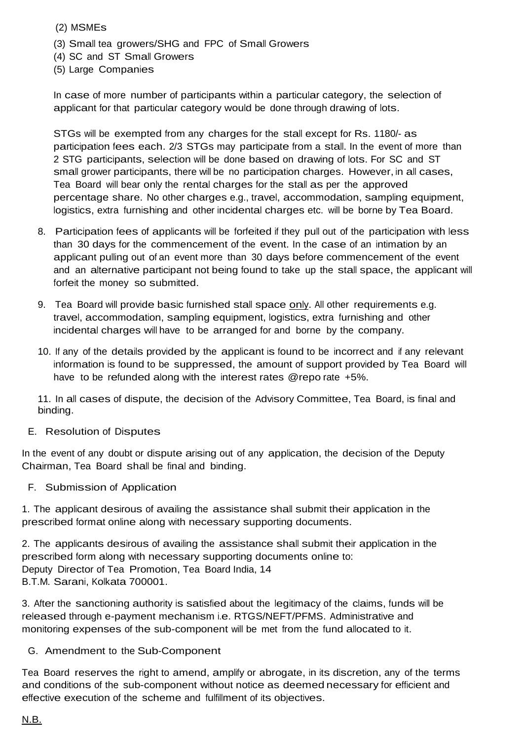(2) MSMEs
(3) Small tea growers/SHG and FPC of Small Growers
(4) SC and ST Small Growers
(5) Large Companies

In case of more number of participants within a particular category, the selection of applicant for that particular category would be done through drawing of lots.

STGs will be exempted from any charges for the stall except for Rs. 1180/- as participation fees each. 2/3 STGs may participate from a stall. In the event of more than 2 STG participants, selection will be done based on drawing of lots. For SC and ST small grower participants, there will be no participation charges. However, in all cases, Tea Board will bear only the rental charges for the stall as per the approved percentage share. No other charges e.g., travel, accommodation, sampling equipment, logistics, extra furnishing and other incidental charges etc. will be borne by Tea Board.

8. Participation fees of applicants will be forfeited if they pull out of the participation with less than 30 days for the commencement of the event. In the case of an intimation by an applicant pulling out of an event more than 30 days before commencement of the event and an alternative participant not being found to take up the stall space, the applicant will forfeit the money so submitted.

9. Tea Board will provide basic furnished stall space <u>only</u>. All other requirements e.g. travel, accommodation, sampling equipment, logistics, extra furnishing and other incidental charges will have to be arranged for and borne by the company.

10. If any of the details provided by the applicant is found to be incorrect and if any relevant information is found to be suppressed, the amount of support provided by Tea Board will have to be refunded along with the interest rates @repo rate +5%.

11. In all cases of dispute, the decision of the Advisory Committee, Tea Board, is final and binding.

## E. Resolution of Disputes

In the event of any doubt or dispute arising out of any application, the decision of the Deputy Chairman, Tea Board shall be final and binding.

## F. Submission of Application

1. The applicant desirous of availing the assistance shall submit their application in the prescribed format online along with necessary supporting documents.

2. The applicants desirous of availing the assistance shall submit their application in the prescribed form along with necessary supporting documents online to:
Deputy Director of Tea Promotion, Tea Board India, 14
B.T.M. Sarani, Kolkata 700001.

3. After the sanctioning authority is satisfied about the legitimacy of the claims, funds will be released through e-payment mechanism i.e. RTGS/NEFT/PFMS. Administrative and monitoring expenses of the sub-component will be met from the fund allocated to it.

## G. Amendment to the Sub-Component

Tea Board reserves the right to amend, amplify or abrogate, in its discretion, any of the terms and conditions of the sub-component without notice as deemed necessary for efficient and effective execution of the scheme and fulfillment of its objectives.

<u>N.B.</u>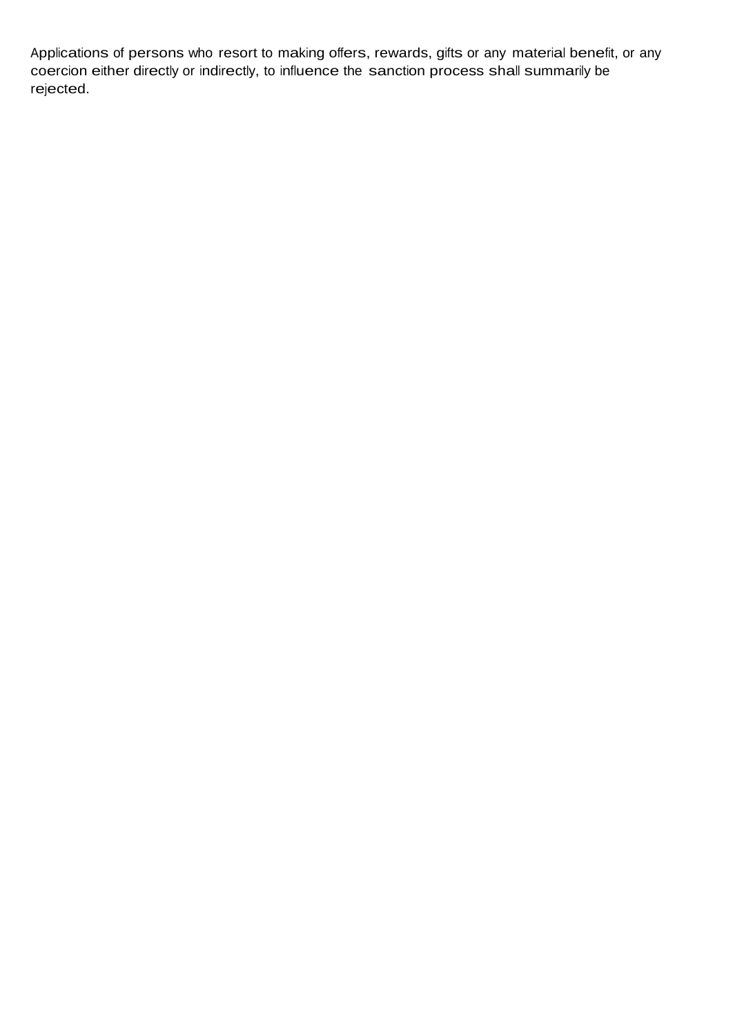Applications of persons who resort to making offers, rewards, gifts or any material benefit, or any coercion either directly or indirectly, to influence the sanction process shall summarily be rejected.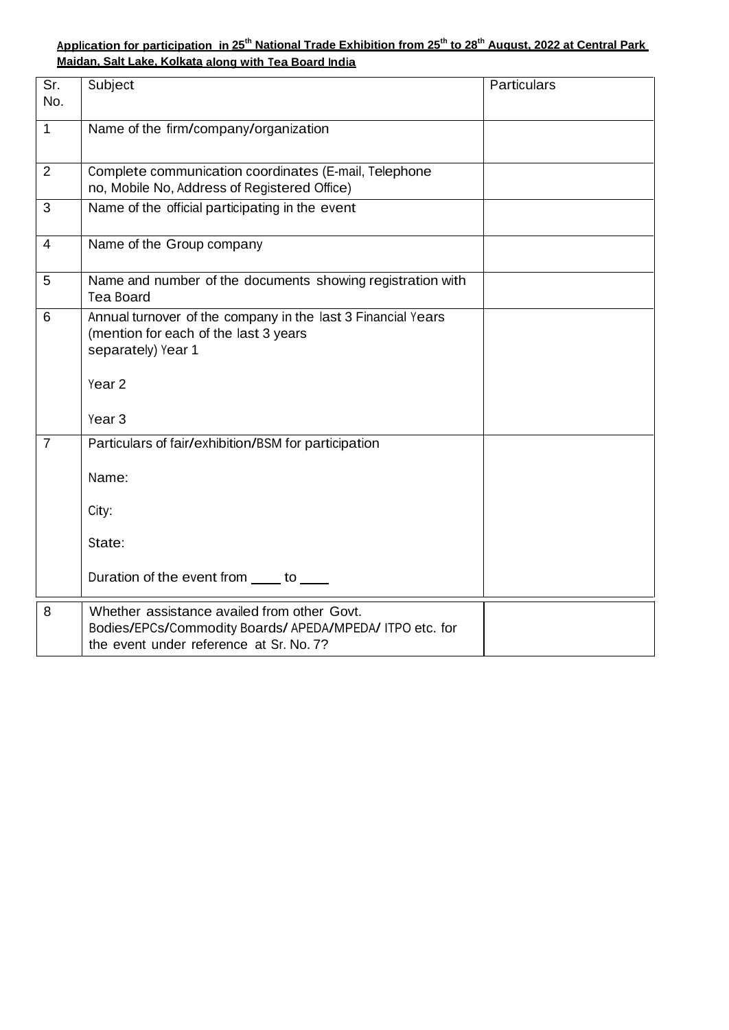**Application for participation in 25th National Trade Exhibition from 25th to 28th August, 2022 at Central Park Maidan, Salt Lake, Kolkata along with Tea Board India**

| Sr. No. | Subject | Particulars |
|---|---|---|
| 1 | Name of the firm/company/organization | |
| 2 | Complete communication coordinates (E-mail, Telephone no, Mobile No, Address of Registered Office) | |
| 3 | Name of the official participating in the event | |
| 4 | Name of the Group company | |
| 5 | Name and number of the documents showing registration with Tea Board | |
| 6 | Annual turnover of the company in the last 3 Financial Years (mention for each of the last 3 years separately) Year 1<br><br>Year 2<br><br>Year 3 | |
| 7 | Particulars of fair/exhibition/BSM for participation<br><br>Name:<br><br>City:<br><br>State:<br><br>Duration of the event from ____ to ____ | |
| 8 | Whether assistance availed from other Govt. Bodies/EPCs/Commodity Boards/ APEDA/MPEDA/ ITPO etc. for the event under reference at Sr. No. 7? | |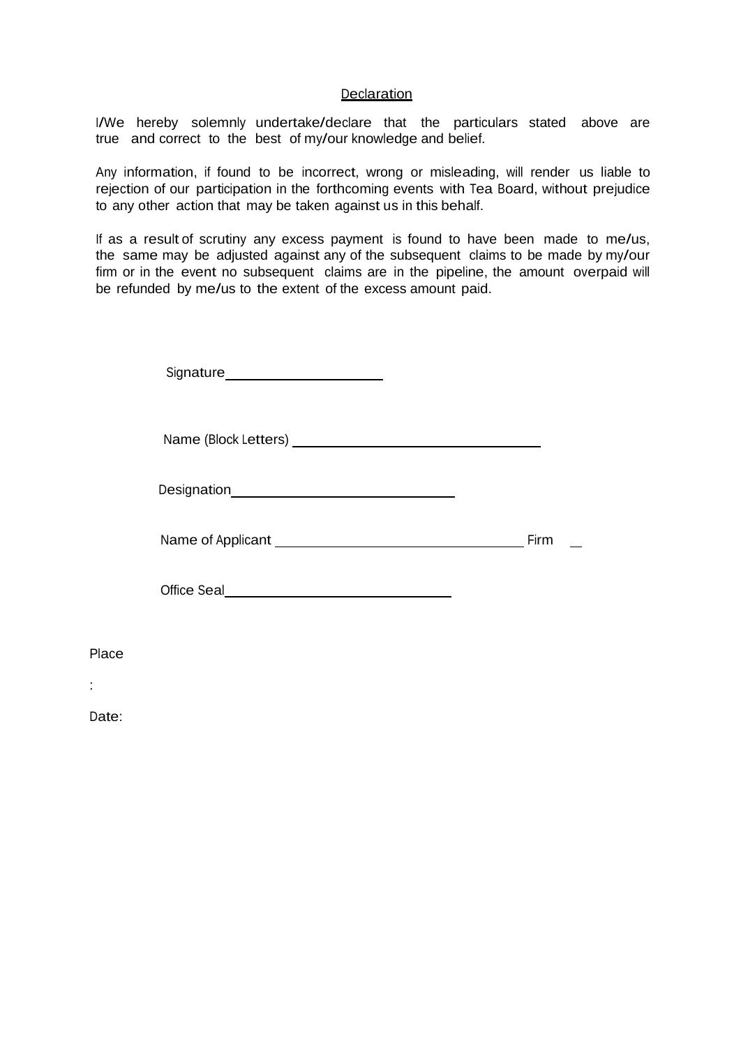## Declaration

I/We hereby solemnly undertake/declare that the particulars stated above are true and correct to the best of my/our knowledge and belief.

Any information, if found to be incorrect, wrong or misleading, will render us liable to rejection of our participation in the forthcoming events with Tea Board, without prejudice to any other action that may be taken against us in this behalf.

If as a result of scrutiny any excess payment is found to have been made to me/us, the same may be adjusted against any of the subsequent claims to be made by my/our firm or in the event no subsequent claims are in the pipeline, the amount overpaid will be refunded by me/us to the extent of the excess amount paid.

Signature____________________

Name (Block Letters) ________________________________

Designation____________________________

Name of Applicant ________________________________ Firm _

Office Seal____________________________

Place

:

Date: